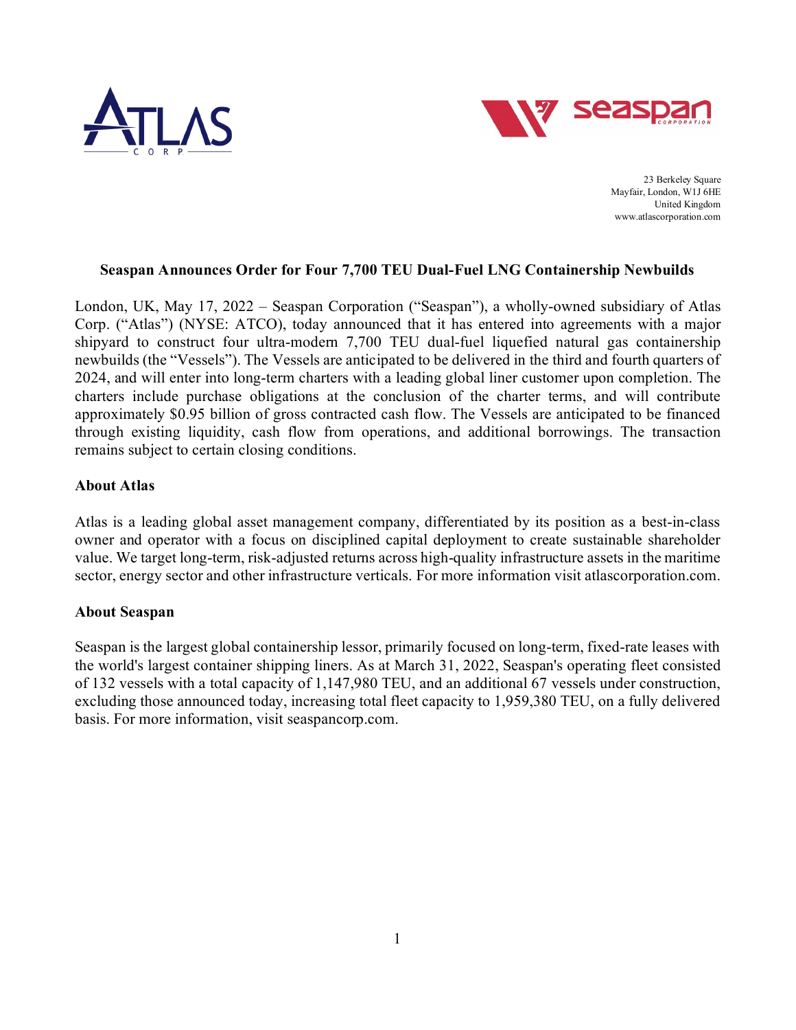23 Berkeley Square
Mayfair, London, W1J 6HE
United Kingdom
www.atlascorporation.com

# Seaspan Announces Order for Four 7,700 TEU Dual-Fuel LNG Containership Newbuilds

London, UK, May 17, 2022 – Seaspan Corporation ("Seaspan"), a wholly-owned subsidiary of Atlas Corp. ("Atlas") (NYSE: ATCO), today announced that it has entered into agreements with a major shipyard to construct four ultra-modern 7,700 TEU dual-fuel liquefied natural gas containership newbuilds (the "Vessels"). The Vessels are anticipated to be delivered in the third and fourth quarters of 2024, and will enter into long-term charters with a leading global liner customer upon completion. The charters include purchase obligations at the conclusion of the charter terms, and will contribute approximately $0.95 billion of gross contracted cash flow. The Vessels are anticipated to be financed through existing liquidity, cash flow from operations, and additional borrowings. The transaction remains subject to certain closing conditions.

## About Atlas

Atlas is a leading global asset management company, differentiated by its position as a best-in-class owner and operator with a focus on disciplined capital deployment to create sustainable shareholder value. We target long-term, risk-adjusted returns across high-quality infrastructure assets in the maritime sector, energy sector and other infrastructure verticals. For more information visit atlascorporation.com.

## About Seaspan

Seaspan is the largest global containership lessor, primarily focused on long-term, fixed-rate leases with the world's largest container shipping liners. As at March 31, 2022, Seaspan's operating fleet consisted of 132 vessels with a total capacity of 1,147,980 TEU, and an additional 67 vessels under construction, excluding those announced today, increasing total fleet capacity to 1,959,380 TEU, on a fully delivered basis. For more information, visit seaspancorp.com.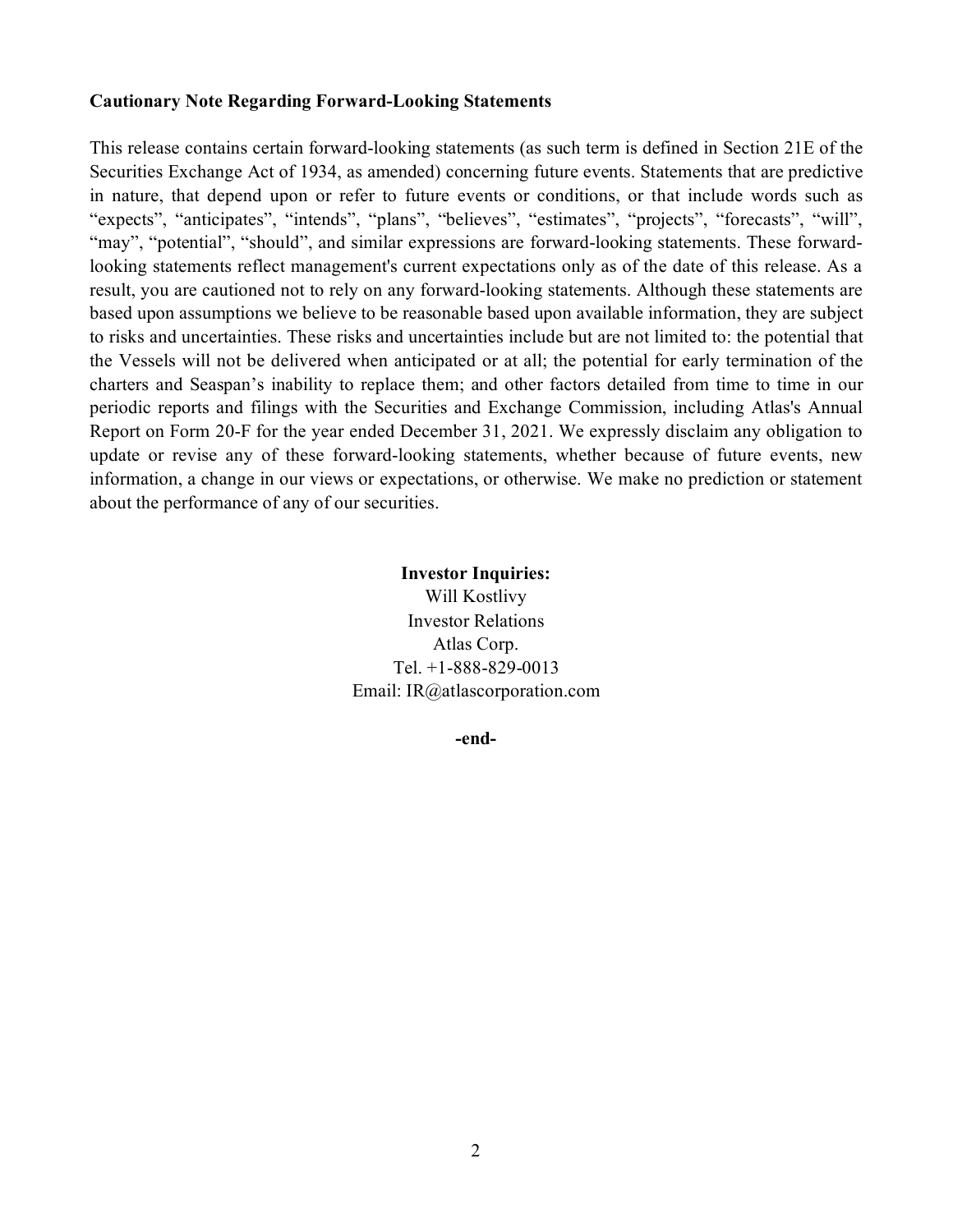**Cautionary Note Regarding Forward-Looking Statements**

This release contains certain forward-looking statements (as such term is defined in Section 21E of the Securities Exchange Act of 1934, as amended) concerning future events. Statements that are predictive in nature, that depend upon or refer to future events or conditions, or that include words such as "expects", "anticipates", "intends", "plans", "believes", "estimates", "projects", "forecasts", "will", "may", "potential", "should", and similar expressions are forward-looking statements. These forward-looking statements reflect management's current expectations only as of the date of this release. As a result, you are cautioned not to rely on any forward-looking statements. Although these statements are based upon assumptions we believe to be reasonable based upon available information, they are subject to risks and uncertainties. These risks and uncertainties include but are not limited to: the potential that the Vessels will not be delivered when anticipated or at all; the potential for early termination of the charters and Seaspan's inability to replace them; and other factors detailed from time to time in our periodic reports and filings with the Securities and Exchange Commission, including Atlas's Annual Report on Form 20-F for the year ended December 31, 2021. We expressly disclaim any obligation to update or revise any of these forward-looking statements, whether because of future events, new information, a change in our views or expectations, or otherwise. We make no prediction or statement about the performance of any of our securities.

**Investor Inquiries:**
Will Kostlivy
Investor Relations
Atlas Corp.
Tel. +1-888-829-0013
Email: IR@atlascorporation.com

**-end-**